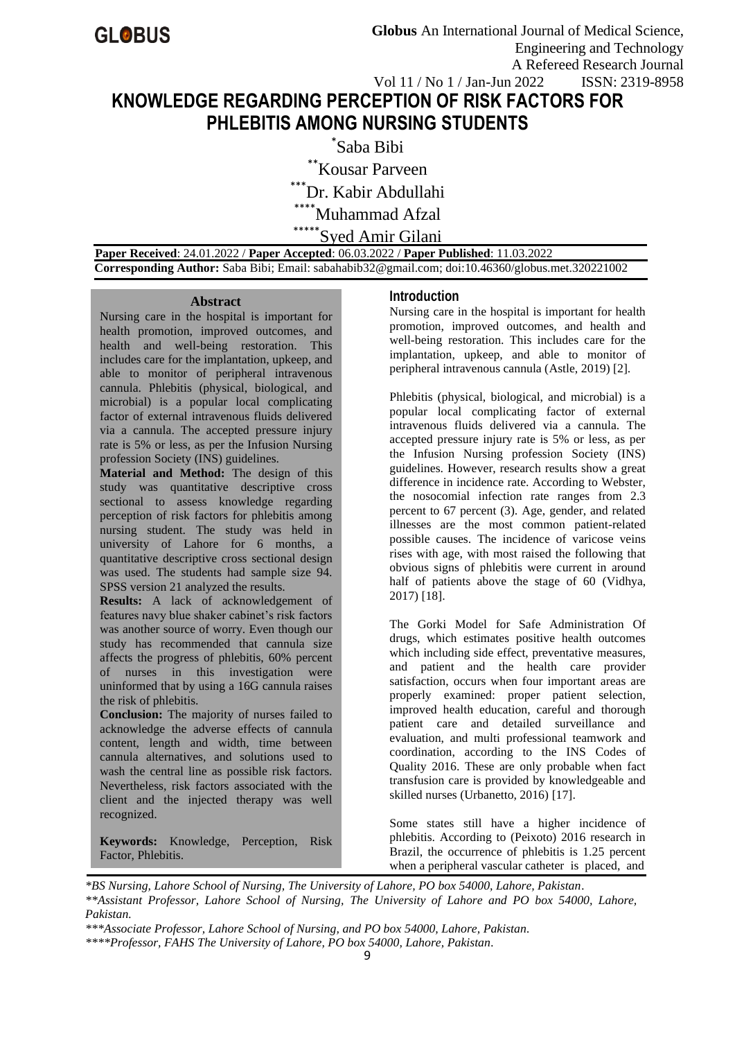# KNOWLEDGE REGARDING PERCEPTION OF RISK FACTORS FOR PHLEBITIS AMONG NURSING STUDENTS

*Saba Bibi

**Kousar Parveen

***Dr. Kabir Abdullahi

****Muhammad Afzal

*****Syed Amir Gilani

**Paper Received**: 24.01.2022 / **Paper Accepted**: 06.03.2022 / **Paper Published**: 11.03.2022

**Corresponding Author:** Saba Bibi; Email: sabahabib32@gmail.com; doi:10.46360/globus.met.320221002

### Abstract

Nursing care in the hospital is important for health promotion, improved outcomes, and health and well-being restoration. This includes care for the implantation, upkeep, and able to monitor of peripheral intravenous cannula. Phlebitis (physical, biological, and microbial) is a popular local complicating factor of external intravenous fluids delivered via a cannula. The accepted pressure injury rate is 5% or less, as per the Infusion Nursing profession Society (INS) guidelines.

**Material and Method:** The design of this study was quantitative descriptive cross sectional to assess knowledge regarding perception of risk factors for phlebitis among nursing student. The study was held in university of Lahore for 6 months, a quantitative descriptive cross sectional design was used. The students had sample size 94. SPSS version 21 analyzed the results.

**Results:** A lack of acknowledgement of features navy blue shaker cabinet's risk factors was another source of worry. Even though our study has recommended that cannula size affects the progress of phlebitis, 60% percent of nurses in this investigation were uninformed that by using a 16G cannula raises the risk of phlebitis.

**Conclusion:** The majority of nurses failed to acknowledge the adverse effects of cannula content, length and width, time between cannula alternatives, and solutions used to wash the central line as possible risk factors. Nevertheless, risk factors associated with the client and the injected therapy was well recognized.

**Keywords:** Knowledge, Perception, Risk Factor, Phlebitis.

## Introduction

Nursing care in the hospital is important for health promotion, improved outcomes, and health and well-being restoration. This includes care for the implantation, upkeep, and able to monitor of peripheral intravenous cannula (Astle, 2019) [2].

Phlebitis (physical, biological, and microbial) is a popular local complicating factor of external intravenous fluids delivered via a cannula. The accepted pressure injury rate is 5% or less, as per the Infusion Nursing profession Society (INS) guidelines. However, research results show a great difference in incidence rate. According to Webster, the nosocomial infection rate ranges from 2.3 percent to 67 percent (3). Age, gender, and related illnesses are the most common patient-related possible causes. The incidence of varicose veins rises with age, with most raised the following that obvious signs of phlebitis were current in around half of patients above the stage of 60 (Vidhya, 2017) [18].

The Gorki Model for Safe Administration Of drugs, which estimates positive health outcomes which including side effect, preventative measures, and patient and the health care provider satisfaction, occurs when four important areas are properly examined: proper patient selection, improved health education, careful and thorough patient care and detailed surveillance and evaluation, and multi professional teamwork and coordination, according to the INS Codes of Quality 2016. These are only probable when fact transfusion care is provided by knowledgeable and skilled nurses (Urbanetto, 2016) [17].

Some states still have a higher incidence of phlebitis. According to (Peixoto) 2016 research in Brazil, the occurrence of phlebitis is 1.25 percent when a peripheral vascular catheter is placed, and

*\*BS Nursing, Lahore School of Nursing, The University of Lahore, PO box 54000, Lahore, Pakistan.*

*\*\*Assistant Professor, Lahore School of Nursing, The University of Lahore and PO box 54000, Lahore, Pakistan.*

*\*\*\*Associate Professor, Lahore School of Nursing, and PO box 54000, Lahore, Pakistan.*

*\*\*\*\*Professor, FAHS The University of Lahore, PO box 54000, Lahore, Pakistan.*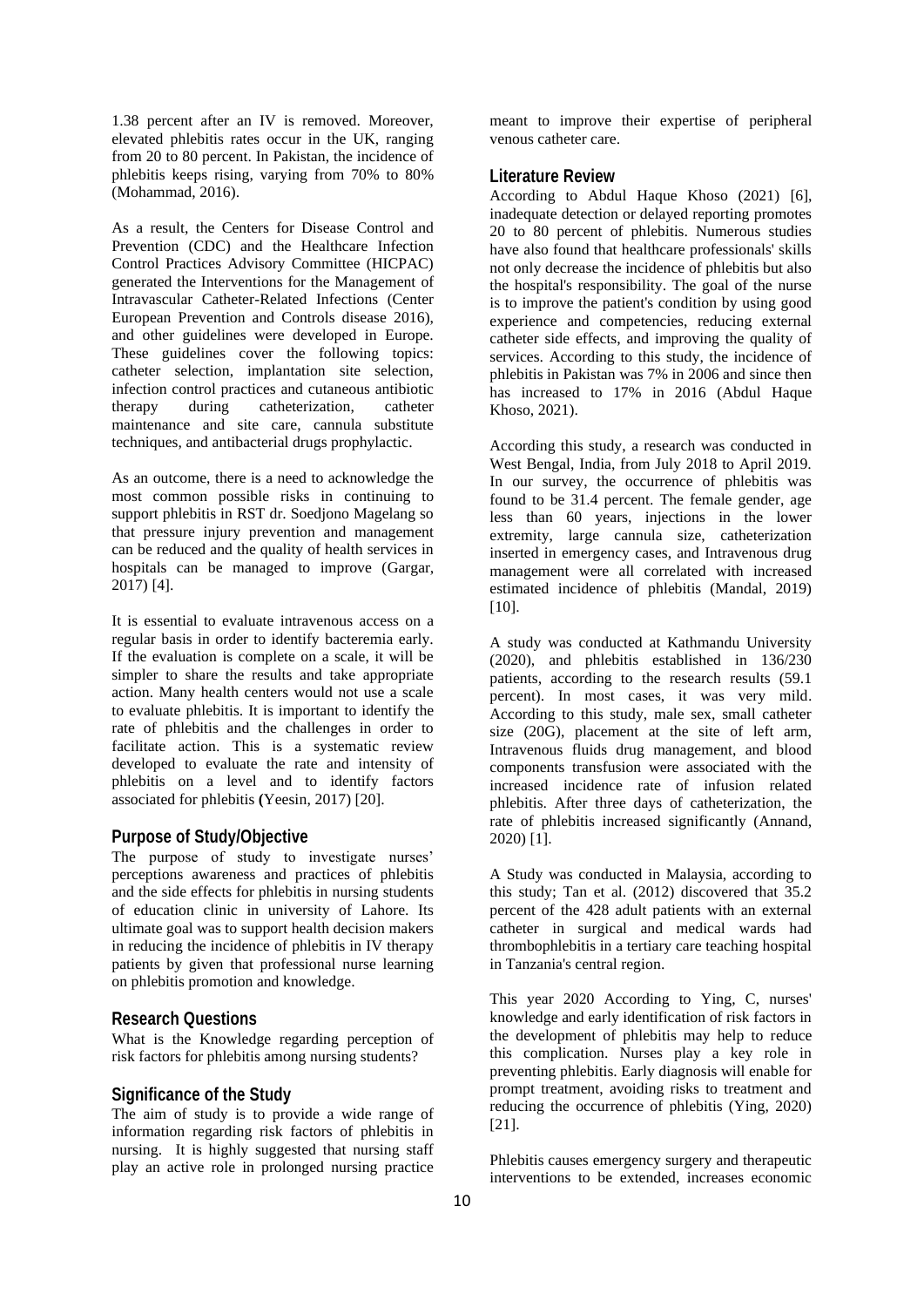1.38 percent after an IV is removed. Moreover, elevated phlebitis rates occur in the UK, ranging from 20 to 80 percent. In Pakistan, the incidence of phlebitis keeps rising, varying from 70% to 80% (Mohammad, 2016).

As a result, the Centers for Disease Control and Prevention (CDC) and the Healthcare Infection Control Practices Advisory Committee (HICPAC) generated the Interventions for the Management of Intravascular Catheter-Related Infections (Center European Prevention and Controls disease 2016), and other guidelines were developed in Europe. These guidelines cover the following topics: catheter selection, implantation site selection, infection control practices and cutaneous antibiotic therapy during catheterization, catheter maintenance and site care, cannula substitute techniques, and antibacterial drugs prophylactic.

As an outcome, there is a need to acknowledge the most common possible risks in continuing to support phlebitis in RST dr. Soedjono Magelang so that pressure injury prevention and management can be reduced and the quality of health services in hospitals can be managed to improve (Gargar, 2017) [4].

It is essential to evaluate intravenous access on a regular basis in order to identify bacteremia early. If the evaluation is complete on a scale, it will be simpler to share the results and take appropriate action. Many health centers would not use a scale to evaluate phlebitis. It is important to identify the rate of phlebitis and the challenges in order to facilitate action. This is a systematic review developed to evaluate the rate and intensity of phlebitis on a level and to identify factors associated for phlebitis **(**Yeesin, 2017) [20].

## Purpose of Study/Objective

The purpose of study to investigate nurses' perceptions awareness and practices of phlebitis and the side effects for phlebitis in nursing students of education clinic in university of Lahore. Its ultimate goal was to support health decision makers in reducing the incidence of phlebitis in IV therapy patients by given that professional nurse learning on phlebitis promotion and knowledge.

## Research Questions

What is the Knowledge regarding perception of risk factors for phlebitis among nursing students?

## Significance of the Study

The aim of study is to provide a wide range of information regarding risk factors of phlebitis in nursing. It is highly suggested that nursing staff play an active role in prolonged nursing practice meant to improve their expertise of peripheral venous catheter care.

## Literature Review

According to Abdul Haque Khoso (2021) [6], inadequate detection or delayed reporting promotes 20 to 80 percent of phlebitis. Numerous studies have also found that healthcare professionals' skills not only decrease the incidence of phlebitis but also the hospital's responsibility. The goal of the nurse is to improve the patient's condition by using good experience and competencies, reducing external catheter side effects, and improving the quality of services. According to this study, the incidence of phlebitis in Pakistan was 7% in 2006 and since then has increased to 17% in 2016 (Abdul Haque Khoso, 2021).

According this study, a research was conducted in West Bengal, India, from July 2018 to April 2019. In our survey, the occurrence of phlebitis was found to be 31.4 percent. The female gender, age less than 60 years, injections in the lower extremity, large cannula size, catheterization inserted in emergency cases, and Intravenous drug management were all correlated with increased estimated incidence of phlebitis (Mandal, 2019) [10].

A study was conducted at Kathmandu University (2020), and phlebitis established in 136/230 patients, according to the research results (59.1 percent). In most cases, it was very mild. According to this study, male sex, small catheter size (20G), placement at the site of left arm, Intravenous fluids drug management, and blood components transfusion were associated with the increased incidence rate of infusion related phlebitis. After three days of catheterization, the rate of phlebitis increased significantly (Annand, 2020) [1].

A Study was conducted in Malaysia, according to this study; Tan et al. (2012) discovered that 35.2 percent of the 428 adult patients with an external catheter in surgical and medical wards had thrombophlebitis in a tertiary care teaching hospital in Tanzania's central region.

This year 2020 According to Ying, C, nurses' knowledge and early identification of risk factors in the development of phlebitis may help to reduce this complication. Nurses play a key role in preventing phlebitis. Early diagnosis will enable for prompt treatment, avoiding risks to treatment and reducing the occurrence of phlebitis (Ying, 2020) [21].

Phlebitis causes emergency surgery and therapeutic interventions to be extended, increases economic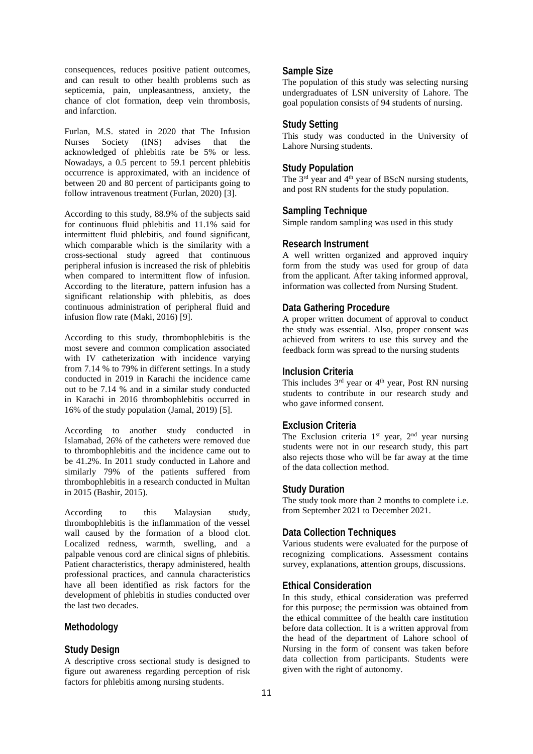consequences, reduces positive patient outcomes, and can result to other health problems such as septicemia, pain, unpleasantness, anxiety, the chance of clot formation, deep vein thrombosis, and infarction.

Furlan, M.S. stated in 2020 that The Infusion Nurses Society (INS) advises that the acknowledged of phlebitis rate be 5% or less. Nowadays, a 0.5 percent to 59.1 percent phlebitis occurrence is approximated, with an incidence of between 20 and 80 percent of participants going to follow intravenous treatment (Furlan, 2020) [3].

According to this study, 88.9% of the subjects said for continuous fluid phlebitis and 11.1% said for intermittent fluid phlebitis, and found significant, which comparable which is the similarity with a cross-sectional study agreed that continuous peripheral infusion is increased the risk of phlebitis when compared to intermittent flow of infusion. According to the literature, pattern infusion has a significant relationship with phlebitis, as does continuous administration of peripheral fluid and infusion flow rate (Maki, 2016) [9].

According to this study, thrombophlebitis is the most severe and common complication associated with IV catheterization with incidence varying from 7.14 % to 79% in different settings. In a study conducted in 2019 in Karachi the incidence came out to be 7.14 % and in a similar study conducted in Karachi in 2016 thrombophlebitis occurred in 16% of the study population (Jamal, 2019) [5].

According to another study conducted in Islamabad, 26% of the catheters were removed due to thrombophlebitis and the incidence came out to be 41.2%. In 2011 study conducted in Lahore and similarly 79% of the patients suffered from thrombophlebitis in a research conducted in Multan in 2015 (Bashir, 2015).

According to this Malaysian study, thrombophlebitis is the inflammation of the vessel wall caused by the formation of a blood clot. Localized redness, warmth, swelling, and a palpable venous cord are clinical signs of phlebitis. Patient characteristics, therapy administered, health professional practices, and cannula characteristics have all been identified as risk factors for the development of phlebitis in studies conducted over the last two decades.

## Methodology

### Study Design

A descriptive cross sectional study is designed to figure out awareness regarding perception of risk factors for phlebitis among nursing students.

### Sample Size

The population of this study was selecting nursing undergraduates of LSN university of Lahore. The goal population consists of 94 students of nursing.

### Study Setting

This study was conducted in the University of Lahore Nursing students.

### Study Population

The 3rd year and 4th year of BScN nursing students, and post RN students for the study population.

### Sampling Technique

Simple random sampling was used in this study

### Research Instrument

A well written organized and approved inquiry form from the study was used for group of data from the applicant. After taking informed approval, information was collected from Nursing Student.

### Data Gathering Procedure

A proper written document of approval to conduct the study was essential. Also, proper consent was achieved from writers to use this survey and the feedback form was spread to the nursing students

### Inclusion Criteria

This includes 3rd year or 4th year, Post RN nursing students to contribute in our research study and who gave informed consent.

### Exclusion Criteria

The Exclusion criteria 1st year, 2nd year nursing students were not in our research study, this part also rejects those who will be far away at the time of the data collection method.

### Study Duration

The study took more than 2 months to complete i.e. from September 2021 to December 2021.

### Data Collection Techniques

Various students were evaluated for the purpose of recognizing complications. Assessment contains survey, explanations, attention groups, discussions.

### Ethical Consideration

In this study, ethical consideration was preferred for this purpose; the permission was obtained from the ethical committee of the health care institution before data collection. It is a written approval from the head of the department of Lahore school of Nursing in the form of consent was taken before data collection from participants. Students were given with the right of autonomy.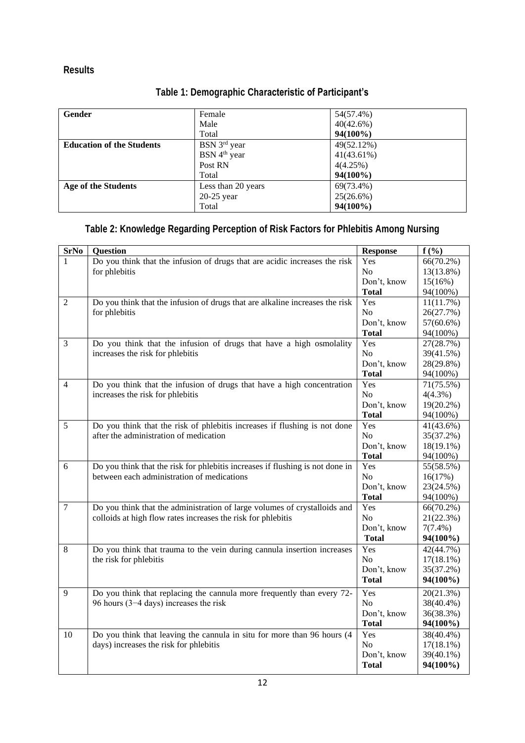## Results

### Table 1: Demographic Characteristic of Participant's

| | | |
|---|---|---|
| **Gender** | Female | 54(57.4%) |
| | Male | 40(42.6%) |
| | Total | **94(100%)** |
| **Education of the Students** | BSN 3rd year | 49(52.12%) |
| | BSN 4th year | 41(43.61%) |
| | Post RN | 4(4.25%) |
| | Total | **94(100%)** |
| **Age of the Students** | Less than 20 years | 69(73.4%) |
| | 20-25 year | 25(26.6%) |
| | Total | **94(100%)** |

### Table 2: Knowledge Regarding Perception of Risk Factors for Phlebitis Among Nursing

| SrNo | Question | Response | f (%) |
|---|---|---|---|
| 1 | Do you think that the infusion of drugs that are acidic increases the risk for phlebitis | Yes | 66(70.2%) |
| | | No | 13(13.8%) |
| | | Don't, know | 15(16%) |
| | | **Total** | 94(100%) |
| 2 | Do you think that the infusion of drugs that are alkaline increases the risk for phlebitis | Yes | 11(11.7%) |
| | | No | 26(27.7%) |
| | | Don't, know | 57(60.6%) |
| | | **Total** | 94(100%) |
| 3 | Do you think that the infusion of drugs that have a high osmolality increases the risk for phlebitis | Yes | 27(28.7%) |
| | | No | 39(41.5%) |
| | | Don't, know | 28(29.8%) |
| | | **Total** | 94(100%) |
| 4 | Do you think that the infusion of drugs that have a high concentration increases the risk for phlebitis | Yes | 71(75.5%) |
| | | No | 4(4.3%) |
| | | Don't, know | 19(20.2%) |
| | | **Total** | 94(100%) |
| 5 | Do you think that the risk of phlebitis increases if flushing is not done after the administration of medication | Yes | 41(43.6%) |
| | | No | 35(37.2%) |
| | | Don't, know | 18(19.1%) |
| | | **Total** | 94(100%) |
| 6 | Do you think that the risk for phlebitis increases if flushing is not done in between each administration of medications | Yes | 55(58.5%) |
| | | No | 16(17%) |
| | | Don't, know | 23(24.5%) |
| | | **Total** | 94(100%) |
| 7 | Do you think that the administration of large volumes of crystalloids and colloids at high flow rates increases the risk for phlebitis | Yes | 66(70.2%) |
| | | No | 21(22.3%) |
| | | Don't, know | 7(7.4%) |
| | | **Total** | **94(100%)** |
| 8 | Do you think that trauma to the vein during cannula insertion increases the risk for phlebitis | Yes | 42(44.7%) |
| | | No | 17(18.1%) |
| | | Don't, know | 35(37.2%) |
| | | **Total** | **94(100%)** |
| 9 | Do you think that replacing the cannula more frequently than every 72-96 hours (3−4 days) increases the risk | Yes | 20(21.3%) |
| | | No | 38(40.4%) |
| | | Don't, know | 36(38.3%) |
| | | **Total** | **94(100%)** |
| 10 | Do you think that leaving the cannula in situ for more than 96 hours (4 days) increases the risk for phlebitis | Yes | 38(40.4%) |
| | | No | 17(18.1%) |
| | | Don't, know | 39(40.1%) |
| | | **Total** | **94(100%)** |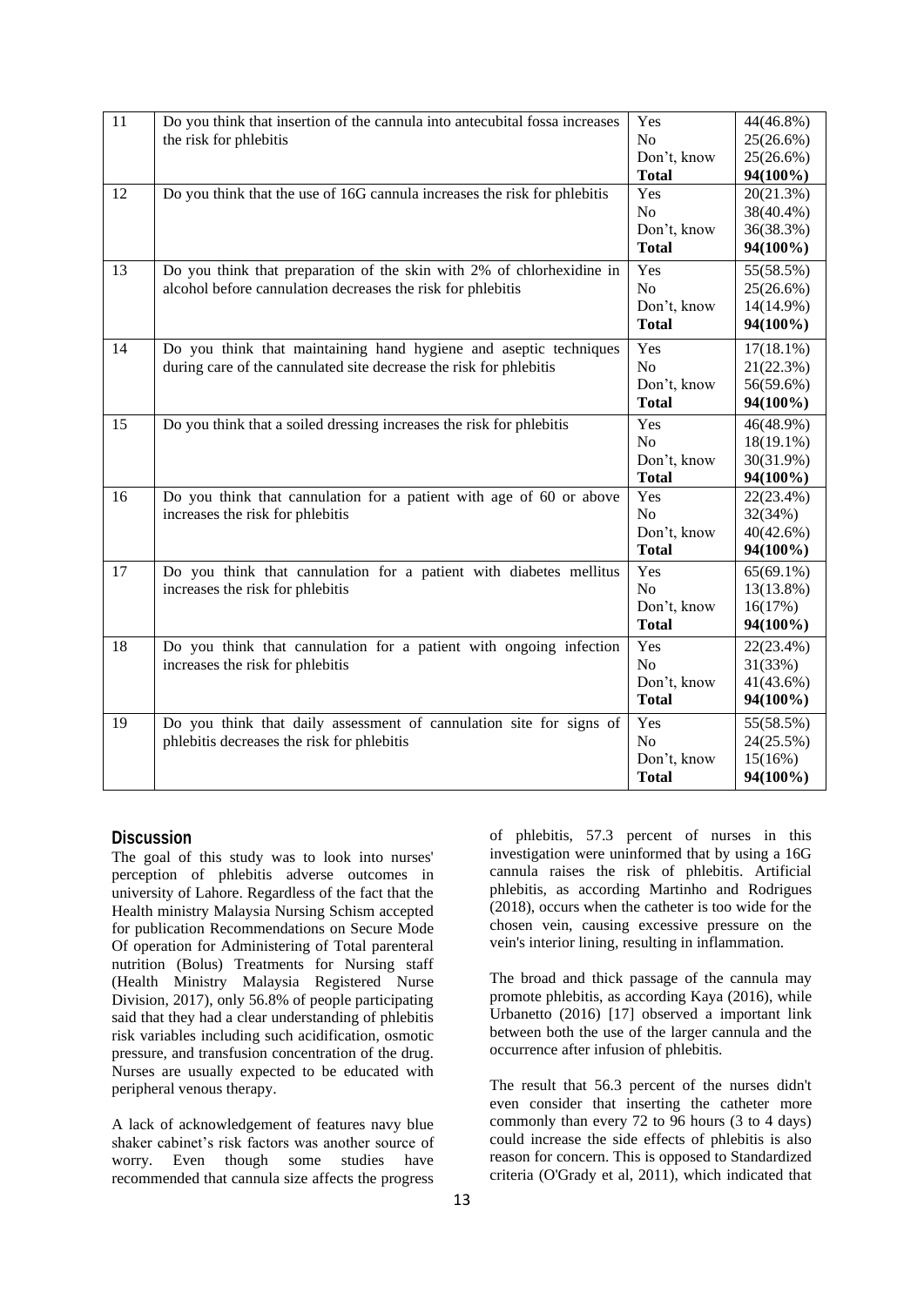| 11 | Do you think that insertion of the cannula into antecubital fossa increases the risk for phlebitis | Yes<br>No<br>Don't, know<br>**Total** | 44(46.8%)<br>25(26.6%)<br>25(26.6%)<br>**94(100%)** |
|---|---|---|---|
| 12 | Do you think that the use of 16G cannula increases the risk for phlebitis | Yes<br>No<br>Don't, know<br>**Total** | 20(21.3%)<br>38(40.4%)<br>36(38.3%)<br>**94(100%)** |
| 13 | Do you think that preparation of the skin with 2% of chlorhexidine in alcohol before cannulation decreases the risk for phlebitis | Yes<br>No<br>Don't, know<br>**Total** | 55(58.5%)<br>25(26.6%)<br>14(14.9%)<br>**94(100%)** |
| 14 | Do you think that maintaining hand hygiene and aseptic techniques during care of the cannulated site decrease the risk for phlebitis | Yes<br>No<br>Don't, know<br>**Total** | 17(18.1%)<br>21(22.3%)<br>56(59.6%)<br>**94(100%)** |
| 15 | Do you think that a soiled dressing increases the risk for phlebitis | Yes<br>No<br>Don't, know<br>**Total** | 46(48.9%)<br>18(19.1%)<br>30(31.9%)<br>**94(100%)** |
| 16 | Do you think that cannulation for a patient with age of 60 or above increases the risk for phlebitis | Yes<br>No<br>Don't, know<br>**Total** | 22(23.4%)<br>32(34%)<br>40(42.6%)<br>**94(100%)** |
| 17 | Do you think that cannulation for a patient with diabetes mellitus increases the risk for phlebitis | Yes<br>No<br>Don't, know<br>**Total** | 65(69.1%)<br>13(13.8%)<br>16(17%)<br>**94(100%)** |
| 18 | Do you think that cannulation for a patient with ongoing infection increases the risk for phlebitis | Yes<br>No<br>Don't, know<br>**Total** | 22(23.4%)<br>31(33%)<br>41(43.6%)<br>**94(100%)** |
| 19 | Do you think that daily assessment of cannulation site for signs of phlebitis decreases the risk for phlebitis | Yes<br>No<br>Don't, know<br>**Total** | 55(58.5%)<br>24(25.5%)<br>15(16%)<br>**94(100%)** |

## Discussion

The goal of this study was to look into nurses' perception of phlebitis adverse outcomes in university of Lahore. Regardless of the fact that the Health ministry Malaysia Nursing Schism accepted for publication Recommendations on Secure Mode Of operation for Administering of Total parenteral nutrition (Bolus) Treatments for Nursing staff (Health Ministry Malaysia Registered Nurse Division, 2017), only 56.8% of people participating said that they had a clear understanding of phlebitis risk variables including such acidification, osmotic pressure, and transfusion concentration of the drug. Nurses are usually expected to be educated with peripheral venous therapy.

A lack of acknowledgement of features navy blue shaker cabinet's risk factors was another source of worry. Even though some studies have recommended that cannula size affects the progress of phlebitis, 57.3 percent of nurses in this investigation were uninformed that by using a 16G cannula raises the risk of phlebitis. Artificial phlebitis, as according Martinho and Rodrigues (2018), occurs when the catheter is too wide for the chosen vein, causing excessive pressure on the vein's interior lining, resulting in inflammation.

The broad and thick passage of the cannula may promote phlebitis, as according Kaya (2016), while Urbanetto (2016) [17] observed a important link between both the use of the larger cannula and the occurrence after infusion of phlebitis.

The result that 56.3 percent of the nurses didn't even consider that inserting the catheter more commonly than every 72 to 96 hours (3 to 4 days) could increase the side effects of phlebitis is also reason for concern. This is opposed to Standardized criteria (O'Grady et al, 2011), which indicated that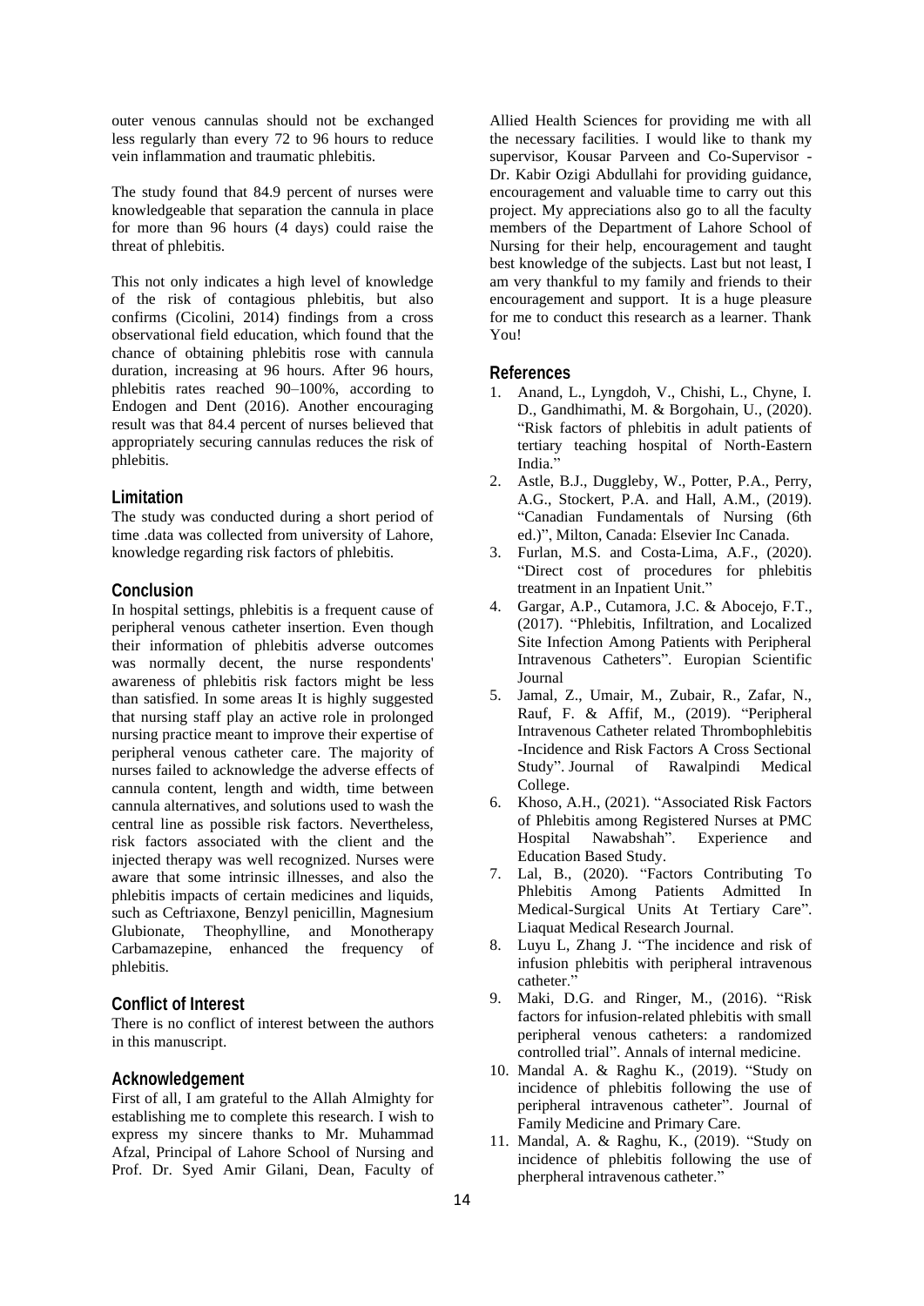outer venous cannulas should not be exchanged less regularly than every 72 to 96 hours to reduce vein inflammation and traumatic phlebitis.

The study found that 84.9 percent of nurses were knowledgeable that separation the cannula in place for more than 96 hours (4 days) could raise the threat of phlebitis.

This not only indicates a high level of knowledge of the risk of contagious phlebitis, but also confirms (Cicolini, 2014) findings from a cross observational field education, which found that the chance of obtaining phlebitis rose with cannula duration, increasing at 96 hours. After 96 hours, phlebitis rates reached 90–100%, according to Endogen and Dent (2016). Another encouraging result was that 84.4 percent of nurses believed that appropriately securing cannulas reduces the risk of phlebitis.

## Limitation

The study was conducted during a short period of time .data was collected from university of Lahore, knowledge regarding risk factors of phlebitis.

## Conclusion

In hospital settings, phlebitis is a frequent cause of peripheral venous catheter insertion. Even though their information of phlebitis adverse outcomes was normally decent, the nurse respondents' awareness of phlebitis risk factors might be less than satisfied. In some areas It is highly suggested that nursing staff play an active role in prolonged nursing practice meant to improve their expertise of peripheral venous catheter care. The majority of nurses failed to acknowledge the adverse effects of cannula content, length and width, time between cannula alternatives, and solutions used to wash the central line as possible risk factors. Nevertheless, risk factors associated with the client and the injected therapy was well recognized. Nurses were aware that some intrinsic illnesses, and also the phlebitis impacts of certain medicines and liquids, such as Ceftriaxone, Benzyl penicillin, Magnesium Glubionate, Theophylline, and Monotherapy Carbamazepine, enhanced the frequency of phlebitis.

## Conflict of Interest

There is no conflict of interest between the authors in this manuscript.

## Acknowledgement

First of all, I am grateful to the Allah Almighty for establishing me to complete this research. I wish to express my sincere thanks to Mr. Muhammad Afzal, Principal of Lahore School of Nursing and Prof. Dr. Syed Amir Gilani, Dean, Faculty of Allied Health Sciences for providing me with all the necessary facilities. I would like to thank my supervisor, Kousar Parveen and Co-Supervisor - Dr. Kabir Ozigi Abdullahi for providing guidance, encouragement and valuable time to carry out this project. My appreciations also go to all the faculty members of the Department of Lahore School of Nursing for their help, encouragement and taught best knowledge of the subjects. Last but not least, I am very thankful to my family and friends to their encouragement and support. It is a huge pleasure for me to conduct this research as a learner. Thank You!

## References

1. Anand, L., Lyngdoh, V., Chishi, L., Chyne, I. D., Gandhimathi, M. & Borgohain, U., (2020). "Risk factors of phlebitis in adult patients of tertiary teaching hospital of North-Eastern India."
2. Astle, B.J., Duggleby, W., Potter, P.A., Perry, A.G., Stockert, P.A. and Hall, A.M., (2019). "Canadian Fundamentals of Nursing (6th ed.)", Milton, Canada: Elsevier Inc Canada.
3. Furlan, M.S. and Costa-Lima, A.F., (2020). "Direct cost of procedures for phlebitis treatment in an Inpatient Unit."
4. Gargar, A.P., Cutamora, J.C. & Abocejo, F.T., (2017). "Phlebitis, Infiltration, and Localized Site Infection Among Patients with Peripheral Intravenous Catheters". Europian Scientific Journal
5. Jamal, Z., Umair, M., Zubair, R., Zafar, N., Rauf, F. & Affif, M., (2019). "Peripheral Intravenous Catheter related Thrombophlebitis -Incidence and Risk Factors A Cross Sectional Study". Journal of Rawalpindi Medical College.
6. Khoso, A.H., (2021). "Associated Risk Factors of Phlebitis among Registered Nurses at PMC Hospital Nawabshah". Experience and Education Based Study.
7. Lal, B., (2020). "Factors Contributing To Phlebitis Among Patients Admitted In Medical-Surgical Units At Tertiary Care". Liaquat Medical Research Journal.
8. Luyu L, Zhang J. "The incidence and risk of infusion phlebitis with peripheral intravenous catheter."
9. Maki, D.G. and Ringer, M., (2016). "Risk factors for infusion-related phlebitis with small peripheral venous catheters: a randomized controlled trial". Annals of internal medicine.
10. Mandal A. & Raghu K., (2019). "Study on incidence of phlebitis following the use of peripheral intravenous catheter". Journal of Family Medicine and Primary Care.
11. Mandal, A. & Raghu, K., (2019). "Study on incidence of phlebitis following the use of pherpheral intravenous catheter."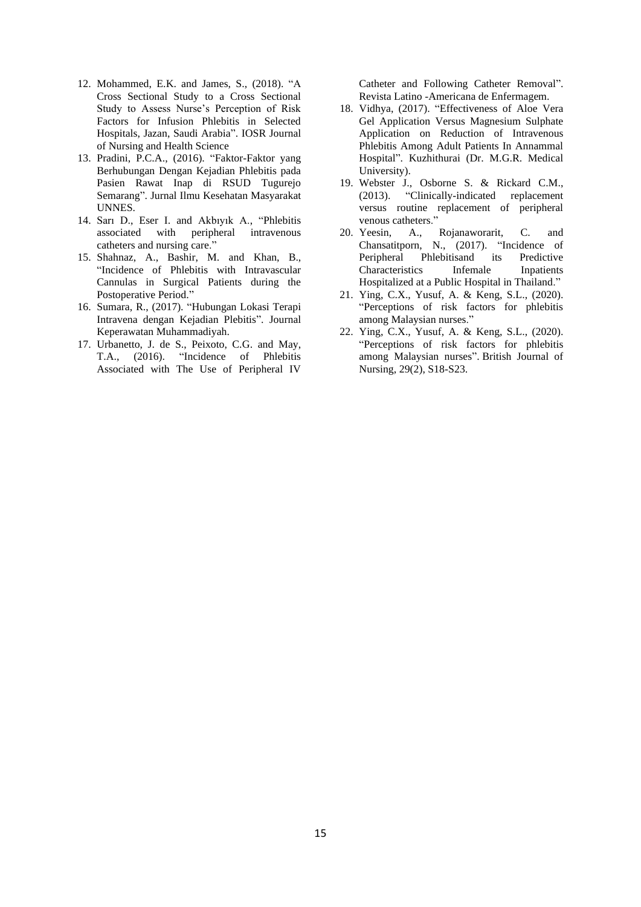12. Mohammed, E.K. and James, S., (2018). "A Cross Sectional Study to a Cross Sectional Study to Assess Nurse's Perception of Risk Factors for Infusion Phlebitis in Selected Hospitals, Jazan, Saudi Arabia". IOSR Journal of Nursing and Health Science
13. Pradini, P.C.A., (2016). "Faktor-Faktor yang Berhubungan Dengan Kejadian Phlebitis pada Pasien Rawat Inap di RSUD Tugurejo Semarang". Jurnal Ilmu Kesehatan Masyarakat UNNES.
14. Sarı D., Eser I. and Akbıyık A., "Phlebitis associated with peripheral intravenous catheters and nursing care."
15. Shahnaz, A., Bashir, M. and Khan, B., "Incidence of Phlebitis with Intravascular Cannulas in Surgical Patients during the Postoperative Period."
16. Sumara, R., (2017). "Hubungan Lokasi Terapi Intravena dengan Kejadian Plebitis". Journal Keperawatan Muhammadiyah.
17. Urbanetto, J. de S., Peixoto, C.G. and May, T.A., (2016). "Incidence of Phlebitis Associated with The Use of Peripheral IV Catheter and Following Catheter Removal". Revista Latino -Americana de Enfermagem.
18. Vidhya, (2017). "Effectiveness of Aloe Vera Gel Application Versus Magnesium Sulphate Application on Reduction of Intravenous Phlebitis Among Adult Patients In Annammal Hospital". Kuzhithurai (Dr. M.G.R. Medical University).
19. Webster J., Osborne S. & Rickard C.M., (2013). "Clinically-indicated replacement versus routine replacement of peripheral venous catheters."
20. Yeesin, A., Rojanaworarit, C. and Chansatitporn, N., (2017). "Incidence of Peripheral Phlebitisand its Predictive Characteristics Infemale Inpatients Hospitalized at a Public Hospital in Thailand."
21. Ying, C.X., Yusuf, A. & Keng, S.L., (2020). "Perceptions of risk factors for phlebitis among Malaysian nurses."
22. Ying, C.X., Yusuf, A. & Keng, S.L., (2020). "Perceptions of risk factors for phlebitis among Malaysian nurses". British Journal of Nursing, 29(2), S18-S23.